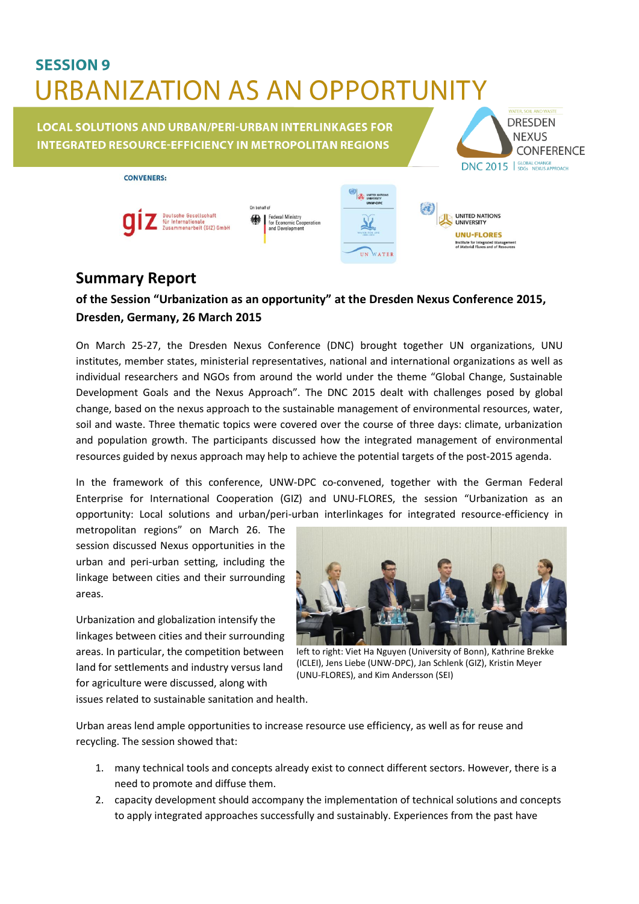# SESSION 9

# URBANIZATION AS AN OPPORTUNITY

**LOCAL SOLUTIONS AND URBAN/PERI-URBAN INTERLINKAGES FOR INTEGRATED RESOURCE-EFFICIENCY IN METROPOLITAN REGIONS**

DRESDEN NEXUS CONFERENCE
DNC 2015 | GLOBAL CHANGE SDGs NEXUS APPROACH

**CONVENERS:**

giz Deutsche Gesellschaft für Internationale Zusammenarbeit (GIZ) GmbH

On behalf of Federal Ministry for Economic Cooperation and Development

United Nations University UNW-DPC

UN WATER

UNITED NATIONS UNIVERSITY UNU-FLORES Institute for Integrated Management of Material Fluxes and of Resources

## Summary Report

### of the Session "Urbanization as an opportunity" at the Dresden Nexus Conference 2015, Dresden, Germany, 26 March 2015

On March 25-27, the Dresden Nexus Conference (DNC) brought together UN organizations, UNU institutes, member states, ministerial representatives, national and international organizations as well as individual researchers and NGOs from around the world under the theme "Global Change, Sustainable Development Goals and the Nexus Approach". The DNC 2015 dealt with challenges posed by global change, based on the nexus approach to the sustainable management of environmental resources, water, soil and waste. Three thematic topics were covered over the course of three days: climate, urbanization and population growth. The participants discussed how the integrated management of environmental resources guided by nexus approach may help to achieve the potential targets of the post-2015 agenda.

In the framework of this conference, UNW-DPC co-convened, together with the German Federal Enterprise for International Cooperation (GIZ) and UNU-FLORES, the session "Urbanization as an opportunity: Local solutions and urban/peri-urban interlinkages for integrated resource-efficiency in metropolitan regions" on March 26. The session discussed Nexus opportunities in the urban and peri-urban setting, including the linkage between cities and their surrounding areas.

left to right: Viet Ha Nguyen (University of Bonn), Kathrine Brekke (ICLEI), Jens Liebe (UNW-DPC), Jan Schlenk (GIZ), Kristin Meyer (UNU-FLORES), and Kim Andersson (SEI)

Urbanization and globalization intensify the linkages between cities and their surrounding areas. In particular, the competition between land for settlements and industry versus land for agriculture were discussed, along with issues related to sustainable sanitation and health.

Urban areas lend ample opportunities to increase resource use efficiency, as well as for reuse and recycling. The session showed that:

1. many technical tools and concepts already exist to connect different sectors. However, there is a need to promote and diffuse them.
2. capacity development should accompany the implementation of technical solutions and concepts to apply integrated approaches successfully and sustainably. Experiences from the past have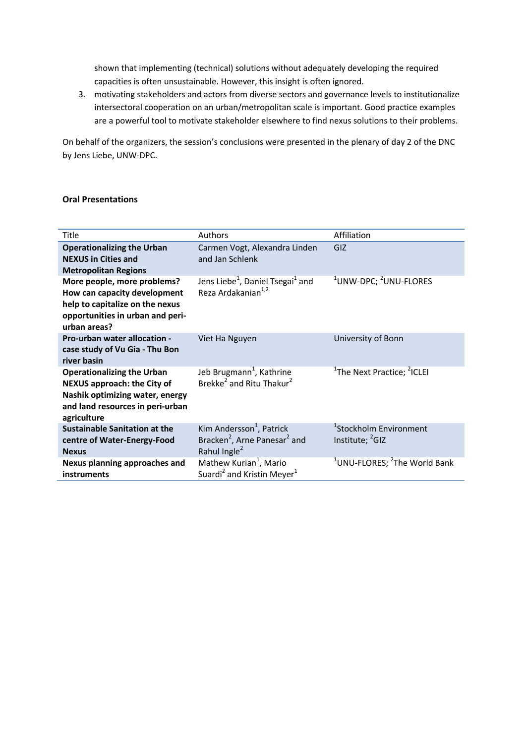shown that implementing (technical) solutions without adequately developing the required capacities is often unsustainable. However, this insight is often ignored.

3. motivating stakeholders and actors from diverse sectors and governance levels to institutionalize intersectoral cooperation on an urban/metropolitan scale is important. Good practice examples are a powerful tool to motivate stakeholder elsewhere to find nexus solutions to their problems.

On behalf of the organizers, the session's conclusions were presented in the plenary of day 2 of the DNC by Jens Liebe, UNW-DPC.

**Oral Presentations**

| Title | Authors | Affiliation |
|---|---|---|
| **Operationalizing the Urban NEXUS in Cities and Metropolitan Regions** | Carmen Vogt, Alexandra Linden and Jan Schlenk | GIZ |
| **More people, more problems? How can capacity development help to capitalize on the nexus opportunities in urban and peri-urban areas?** | Jens Liebe[1], Daniel Tsegai[1] and Reza Ardakanian[1,2] | [1]UNW-DPC; [2]UNU-FLORES |
| **Pro-urban water allocation - case study of Vu Gia - Thu Bon river basin** | Viet Ha Nguyen | University of Bonn |
| **Operationalizing the Urban NEXUS approach: the City of Nashik optimizing water, energy and land resources in peri-urban agriculture** | Jeb Brugmann[1], Kathrine Brekke[2] and Ritu Thakur[2] | [1]The Next Practice; [2]ICLEI |
| **Sustainable Sanitation at the centre of Water-Energy-Food Nexus** | Kim Andersson[1], Patrick Bracken[2], Arne Panesar[2] and Rahul Ingle[2] | [1]Stockholm Environment Institute; [2]GIZ |
| **Nexus planning approaches and instruments** | Mathew Kurian[1], Mario Suardi[2] and Kristin Meyer[1] | [1]UNU-FLORES; [2]The World Bank |